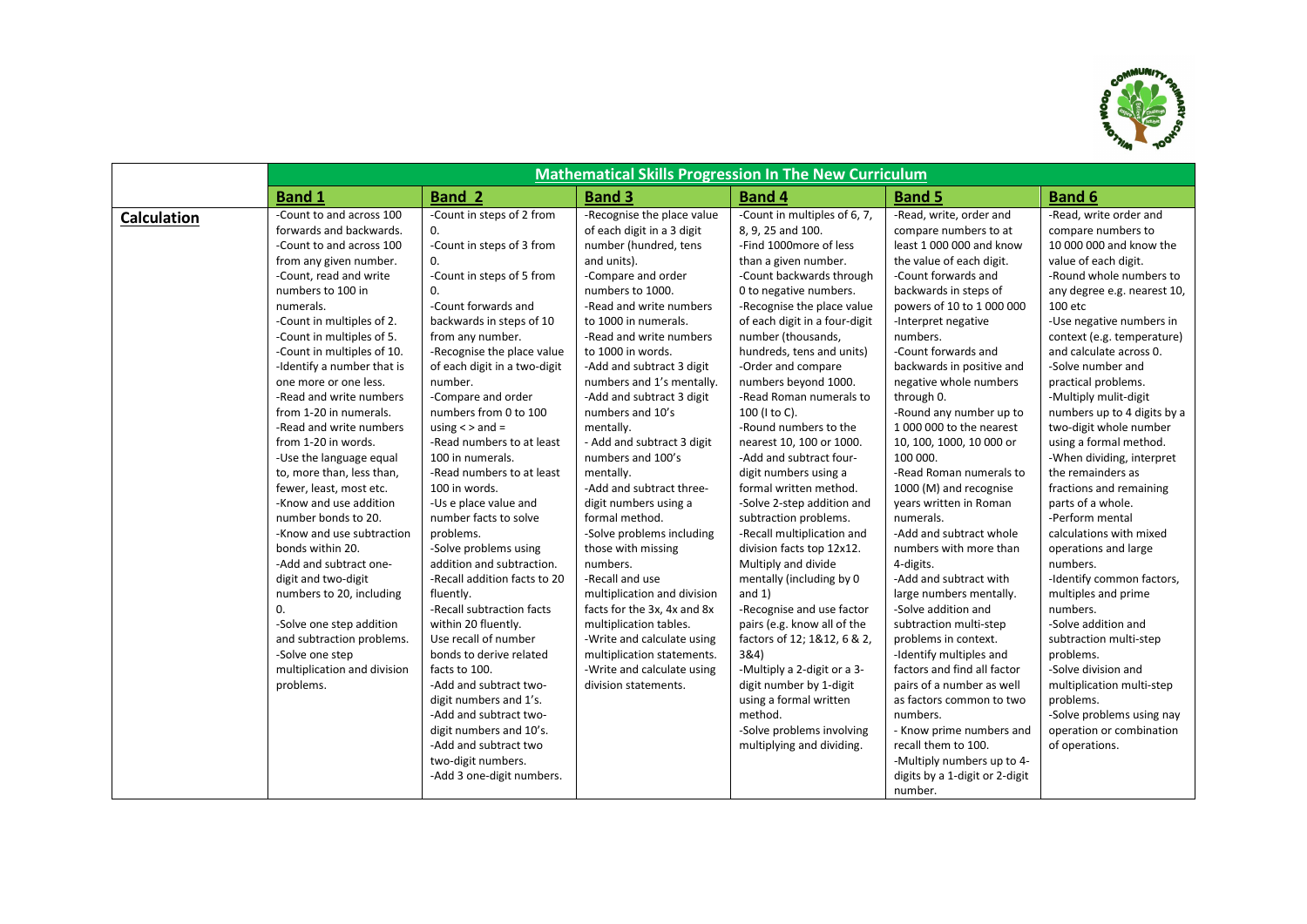| | Mathematical Skills Progression In The New Curriculum | | | | | |
|---|---|---|---|---|---|---|
| | **Band 1** | **Band 2** | **Band 3** | **Band 4** | **Band 5** | **Band 6** |
| **Calculation** | -Count to and across 100 forwards and backwards.<br>-Count to and across 100 from any given number.<br>-Count, read and write numbers to 100 in numerals.<br>-Count in multiples of 2.<br>-Count in multiples of 5.<br>-Count in multiples of 10.<br>-Identify a number that is one more or one less.<br>-Read and write numbers from 1-20 in numerals.<br>-Read and write numbers from 1-20 in words.<br>-Use the language equal to, more than, less than, fewer, least, most etc.<br>-Know and use addition number bonds to 20.<br>-Know and use subtraction bonds within 20.<br>-Add and subtract one-digit and two-digit numbers to 20, including 0.<br>-Solve one step addition and subtraction problems.<br>-Solve one step multiplication and division problems. | -Count in steps of 2 from 0.<br>-Count in steps of 3 from 0.<br>-Count in steps of 5 from 0.<br>-Count forwards and backwards in steps of 10 from any number.<br>-Recognise the place value of each digit in a two-digit number.<br>-Compare and order numbers from 0 to 100 using < > and =<br>-Read numbers to at least 100 in numerals.<br>-Read numbers to at least 100 in words.<br>-Us e place value and number facts to solve problems.<br>-Solve problems using addition and subtraction.<br>-Recall addition facts to 20 fluently.<br>-Recall subtraction facts within 20 fluently.<br>Use recall of number bonds to derive related facts to 100.<br>-Add and subtract two-digit numbers and 1's.<br>-Add and subtract two-digit numbers and 10's.<br>-Add and subtract two two-digit numbers.<br>-Add 3 one-digit numbers. | -Recognise the place value of each digit in a 3 digit number (hundred, tens and units).<br>-Compare and order numbers to 1000.<br>-Read and write numbers to 1000 in numerals.<br>-Read and write numbers to 1000 in words.<br>-Add and subtract 3 digit numbers and 1's mentally.<br>-Add and subtract 3 digit numbers and 10's mentally.<br>- Add and subtract 3 digit numbers and 100's mentally.<br>-Add and subtract three-digit numbers using a formal method.<br>-Solve problems including those with missing numbers.<br>-Recall and use multiplication and division facts for the 3x, 4x and 8x multiplication tables.<br>-Write and calculate using multiplication statements.<br>-Write and calculate using division statements. | -Count in multiples of 6, 7, 8, 9, 25 and 100.<br>-Find 1000more of less than a given number.<br>-Count backwards through 0 to negative numbers.<br>-Recognise the place value of each digit in a four-digit number (thousands, hundreds, tens and units)<br>-Order and compare numbers beyond 1000.<br>-Read Roman numerals to 100 (I to C).<br>-Round numbers to the nearest 10, 100 or 1000.<br>-Add and subtract four-digit numbers using a formal written method.<br>-Solve 2-step addition and subtraction problems.<br>-Recall multiplication and division facts top 12x12. Multiply and divide mentally (including by 0 and 1)<br>-Recognise and use factor pairs (e.g. know all of the factors of 12; 1&12, 6 & 2, 3&4)<br>-Multiply a 2-digit or a 3-digit number by 1-digit using a formal written method.<br>-Solve problems involving multiplying and dividing. | -Read, write, order and compare numbers to at least 1 000 000 and know the value of each digit.<br>-Count forwards and backwards in steps of powers of 10 to 1 000 000<br>-Interpret negative numbers.<br>-Count forwards and backwards in positive and negative whole numbers through 0.<br>-Round any number up to 1 000 000 to the nearest 10, 100, 1000, 10 000 or 100 000.<br>-Read Roman numerals to 1000 (M) and recognise years written in Roman numerals.<br>-Add and subtract whole numbers with more than 4-digits.<br>-Add and subtract with large numbers mentally.<br>-Solve addition and subtraction multi-step problems in context.<br>-Identify multiples and factors and find all factor pairs of a number as well as factors common to two numbers.<br>- Know prime numbers and recall them to 100.<br>-Multiply numbers up to 4-digits by a 1-digit or 2-digit number. | -Read, write order and compare numbers to 10 000 000 and know the value of each digit.<br>-Round whole numbers to any degree e.g. nearest 10, 100 etc<br>-Use negative numbers in context (e.g. temperature) and calculate across 0.<br>-Solve number and practical problems.<br>-Multiply mulit-digit numbers up to 4 digits by a two-digit whole number using a formal method.<br>-When dividing, interpret the remainders as fractions and remaining parts of a whole.<br>-Perform mental calculations with mixed operations and large numbers.<br>-Identify common factors, multiples and prime numbers.<br>-Solve addition and subtraction multi-step problems.<br>-Solve division and multiplication multi-step problems.<br>-Solve problems using nay operation or combination of operations. |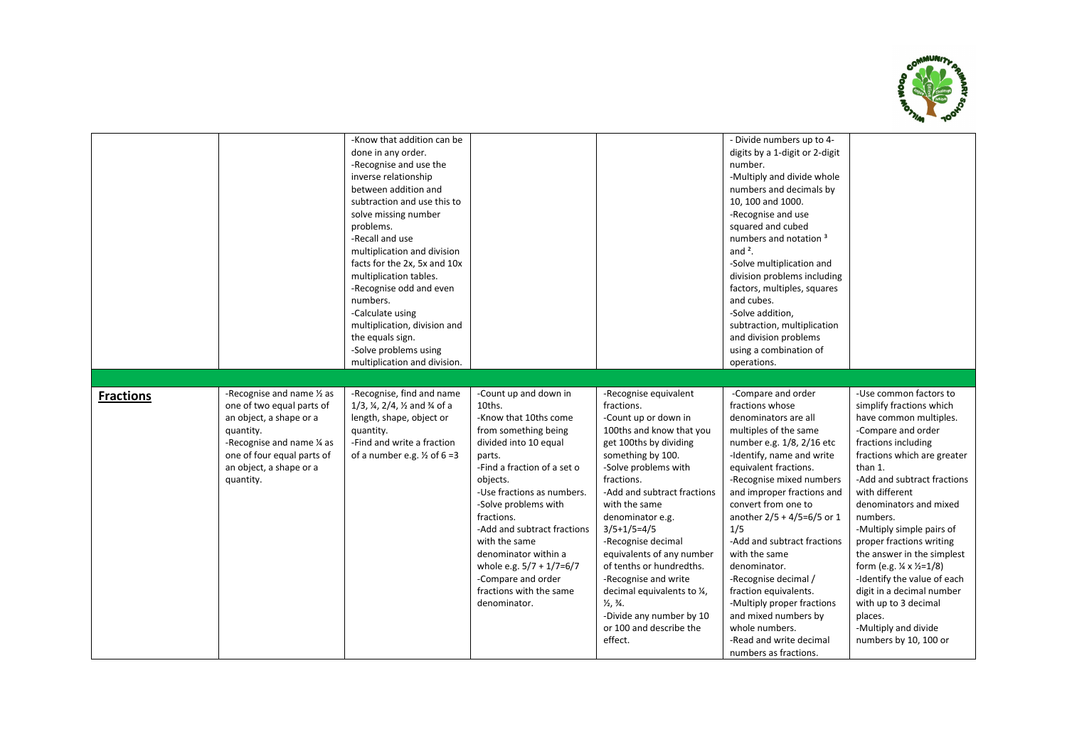| | | | | | | | |
|---|---|---|---|---|---|---|---|
| | | -Know that addition can be done in any order.<br>-Recognise and use the inverse relationship between addition and subtraction and use this to solve missing number problems.<br>-Recall and use multiplication and division facts for the 2x, 5x and 10x multiplication tables.<br>-Recognise odd and even numbers.<br>-Calculate using multiplication, division and the equals sign.<br>-Solve problems using multiplication and division. | | | | - Divide numbers up to 4-digits by a 1-digit or 2-digit number.<br>-Multiply and divide whole numbers and decimals by 10, 100 and 1000.<br>-Recognise and use squared and cubed numbers and notation ³ and ².<br>-Solve multiplication and division problems including factors, multiples, squares and cubes.<br>-Solve addition, subtraction, multiplication and division problems using a combination of operations. | |
| | | | | | | | |
| **Fractions** | -Recognise and name ½ as one of two equal parts of an object, a shape or a quantity.<br>-Recognise and name ¼ as one of four equal parts of an object, a shape or a quantity. | -Recognise, find and name 1/3, ¼, 2/4, ½ and ¾ of a length, shape, object or quantity.<br>-Find and write a fraction of a number e.g. ½ of 6 =3 | -Count up and down in 10ths.<br>-Know that 10ths come from something being divided into 10 equal parts.<br>-Find a fraction of a set o objects.<br>-Use fractions as numbers.<br>-Solve problems with fractions.<br>-Add and subtract fractions with the same denominator within a whole e.g. 5/7 + 1/7=6/7<br>-Compare and order fractions with the same denominator. | -Recognise equivalent fractions.<br>-Count up or down in 100ths and know that you get 100ths by dividing something by 100.<br>-Solve problems with fractions.<br>-Add and subtract fractions with the same denominator e.g. 3/5+1/5=4/5<br>-Recognise decimal equivalents of any number of tenths or hundredths.<br>-Recognise and write decimal equivalents to ¼, ½, ¾.<br>-Divide any number by 10 or 100 and describe the effect. | -Compare and order fractions whose denominators are all multiples of the same number e.g. 1/8, 2/16 etc<br>-Identify, name and write equivalent fractions.<br>-Recognise mixed numbers and improper fractions and convert from one to another 2/5 + 4/5=6/5 or 1 1/5<br>-Add and subtract fractions with the same denominator.<br>-Recognise decimal / fraction equivalents.<br>-Multiply proper fractions and mixed numbers by whole numbers.<br>-Read and write decimal numbers as fractions. | -Use common factors to simplify fractions which have common multiples.<br>-Compare and order fractions including fractions which are greater than 1.<br>-Add and subtract fractions with different denominators and mixed numbers.<br>-Multiply simple pairs of proper fractions writing the answer in the simplest form (e.g. ¼ x ½=1/8)<br>-Identify the value of each digit in a decimal number with up to 3 decimal places.<br>-Multiply and divide numbers by 10, 100 or |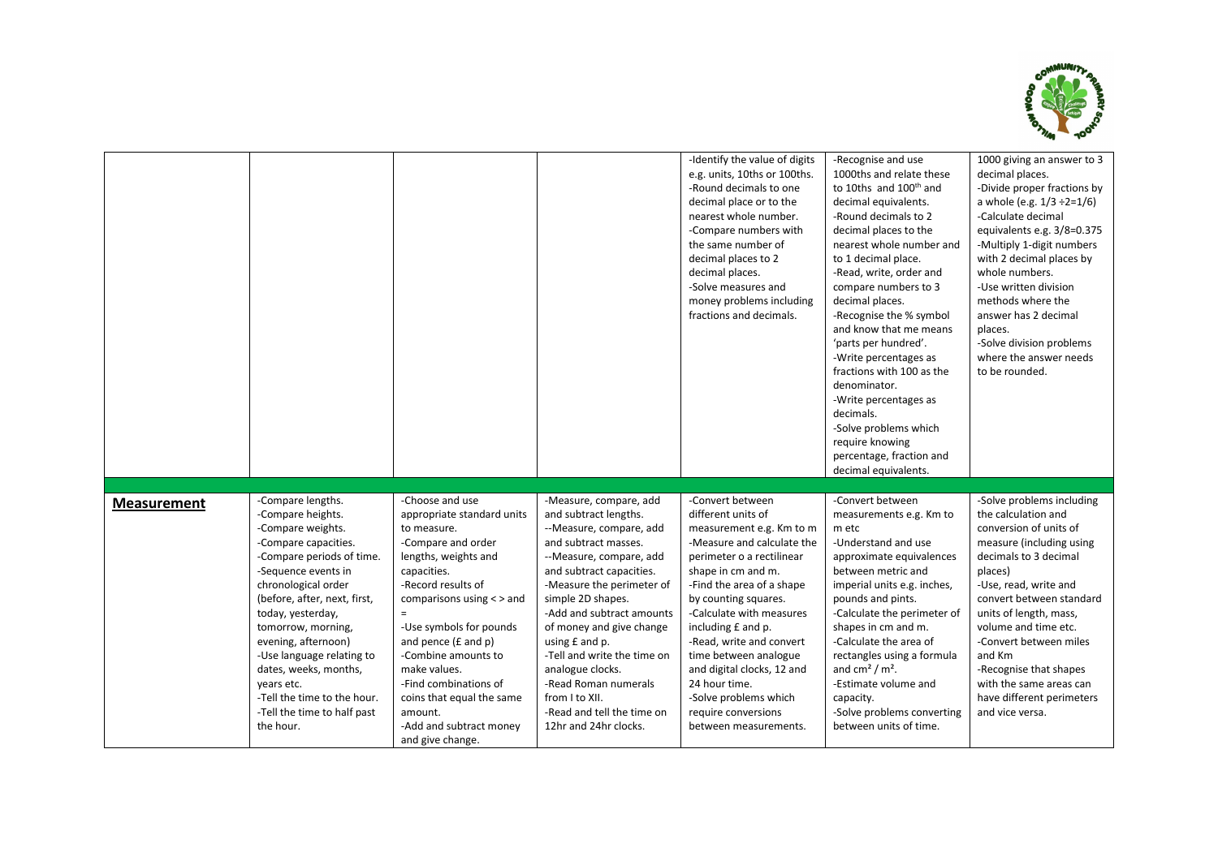| | | | | | | |
|---|---|---|---|---|---|---|
| | | | | -Identify the value of digits e.g. units, 10ths or 100ths.<br>-Round decimals to one decimal place or to the nearest whole number.<br>-Compare numbers with the same number of decimal places to 2 decimal places.<br>-Solve measures and money problems including fractions and decimals. | -Recognise and use 1000ths and relate these to 10ths and 100th and decimal equivalents.<br>-Round decimals to 2 decimal places to the nearest whole number and to 1 decimal place.<br>-Read, write, order and compare numbers to 3 decimal places.<br>-Recognise the % symbol and know that me means 'parts per hundred'.<br>-Write percentages as fractions with 100 as the denominator.<br>-Write percentages as decimals.<br>-Solve problems which require knowing percentage, fraction and decimal equivalents. | 1000 giving an answer to 3 decimal places.<br>-Divide proper fractions by a whole (e.g. $1/3 \div 2=1/6$)<br>-Calculate decimal equivalents e.g. $3/8=0.375$<br>-Multiply 1-digit numbers with 2 decimal places by whole numbers.<br>-Use written division methods where the answer has 2 decimal places.<br>-Solve division problems where the answer needs to be rounded. |
| | | | | | | |
| **Measurement** | -Compare lengths.<br>-Compare heights.<br>-Compare weights.<br>-Compare capacities.<br>-Compare periods of time.<br>-Sequence events in chronological order (before, after, next, first, today, yesterday, tomorrow, morning, evening, afternoon)<br>-Use language relating to dates, weeks, months, years etc.<br>-Tell the time to the hour.<br>-Tell the time to half past the hour. | -Choose and use appropriate standard units to measure.<br>-Compare and order lengths, weights and capacities.<br>-Record results of comparisons using < > and =<br>-Use symbols for pounds and pence (£ and p)<br>-Combine amounts to make values.<br>-Find combinations of coins that equal the same amount.<br>-Add and subtract money and give change. | -Measure, compare, add and subtract lengths.<br>--Measure, compare, add and subtract masses.<br>--Measure, compare, add and subtract capacities.<br>-Measure the perimeter of simple 2D shapes.<br>-Add and subtract amounts of money and give change using £ and p.<br>-Tell and write the time on analogue clocks.<br>-Read Roman numerals from I to XII.<br>-Read and tell the time on 12hr and 24hr clocks. | -Convert between different units of measurement e.g. Km to m<br>-Measure and calculate the perimeter o a rectilinear shape in cm and m.<br>-Find the area of a shape by counting squares.<br>-Calculate with measures including £ and p.<br>-Read, write and convert time between analogue and digital clocks, 12 and 24 hour time.<br>-Solve problems which require conversions between measurements. | -Convert between measurements e.g. Km to m etc<br>-Understand and use approximate equivalences between metric and imperial units e.g. inches, pounds and pints.<br>-Calculate the perimeter of shapes in cm and m.<br>-Calculate the area of rectangles using a formula and $cm^2$ / $m^2$.<br>-Estimate volume and capacity.<br>-Solve problems converting between units of time. | -Solve problems including the calculation and conversion of units of measure (including using decimals to 3 decimal places)<br>-Use, read, write and convert between standard units of length, mass, volume and time etc.<br>-Convert between miles and Km<br>-Recognise that shapes with the same areas can have different perimeters and vice versa. |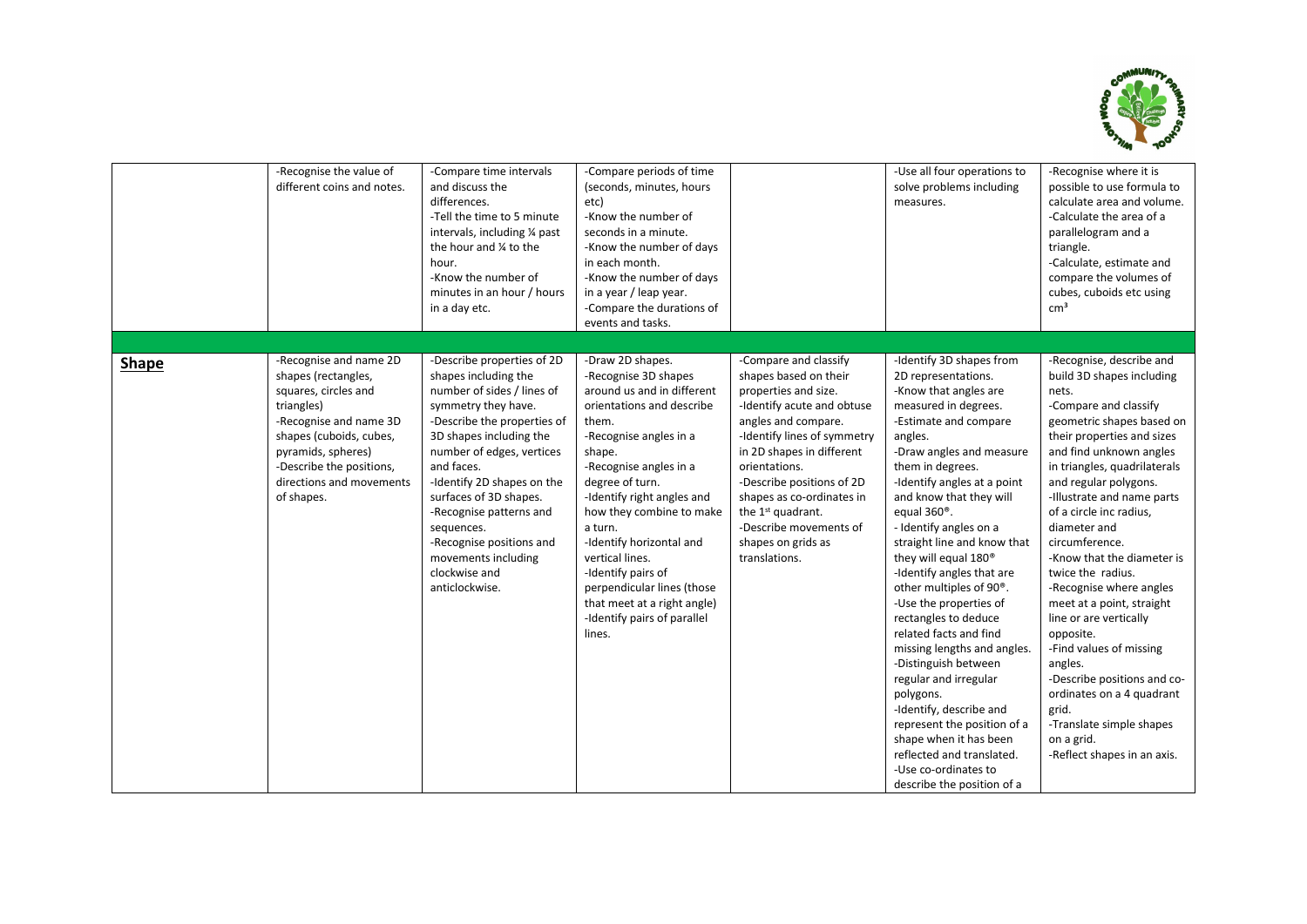| | | | | | | |
|---|---|---|---|---|---|---|
| | -Recognise the value of different coins and notes. | -Compare time intervals and discuss the differences.<br>-Tell the time to 5 minute intervals, including ¼ past the hour and ¼ to the hour.<br>-Know the number of minutes in an hour / hours in a day etc. | -Compare periods of time (seconds, minutes, hours etc)<br>-Know the number of seconds in a minute.<br>-Know the number of days in each month.<br>-Know the number of days in a year / leap year.<br>-Compare the durations of events and tasks. | | -Use all four operations to solve problems including measures. | -Recognise where it is possible to use formula to calculate area and volume.<br>-Calculate the area of a parallelogram and a triangle.<br>-Calculate, estimate and compare the volumes of cubes, cuboids etc using $cm^3$ |
| | | | | | | |
| **Shape** | -Recognise and name 2D shapes (rectangles, squares, circles and triangles)<br>-Recognise and name 3D shapes (cuboids, cubes, pyramids, spheres)<br>-Describe the positions, directions and movements of shapes. | -Describe properties of 2D shapes including the number of sides / lines of symmetry they have.<br>-Describe the properties of 3D shapes including the number of edges, vertices and faces.<br>-Identify 2D shapes on the surfaces of 3D shapes.<br>-Recognise patterns and sequences.<br>-Recognise positions and movements including clockwise and anticlockwise. | -Draw 2D shapes.<br>-Recognise 3D shapes around us and in different orientations and describe them.<br>-Recognise angles in a shape.<br>-Recognise angles in a degree of turn.<br>-Identify right angles and how they combine to make a turn.<br>-Identify horizontal and vertical lines.<br>-Identify pairs of perpendicular lines (those that meet at a right angle)<br>-Identify pairs of parallel lines. | -Compare and classify shapes based on their properties and size.<br>-Identify acute and obtuse angles and compare.<br>-Identify lines of symmetry in 2D shapes in different orientations.<br>-Describe positions of 2D shapes as co-ordinates in the 1st quadrant.<br>-Describe movements of shapes on grids as translations. | -Identify 3D shapes from 2D representations.<br>-Know that angles are measured in degrees.<br>-Estimate and compare angles.<br>-Draw angles and measure them in degrees.<br>-Identify angles at a point and know that they will equal 360®.<br>- Identify angles on a straight line and know that they will equal 180®<br>-Identify angles that are other multiples of 90®.<br>-Use the properties of rectangles to deduce related facts and find missing lengths and angles.<br>-Distinguish between regular and irregular polygons.<br>-Identify, describe and represent the position of a shape when it has been reflected and translated.<br>-Use co-ordinates to describe the position of a | -Recognise, describe and build 3D shapes including nets.<br>-Compare and classify geometric shapes based on their properties and sizes and find unknown angles in triangles, quadrilaterals and regular polygons.<br>-Illustrate and name parts of a circle inc radius, diameter and circumference.<br>-Know that the diameter is twice the radius.<br>-Recognise where angles meet at a point, straight line or are vertically opposite.<br>-Find values of missing angles.<br>-Describe positions and co-ordinates on a 4 quadrant grid.<br>-Translate simple shapes on a grid.<br>-Reflect shapes in an axis. |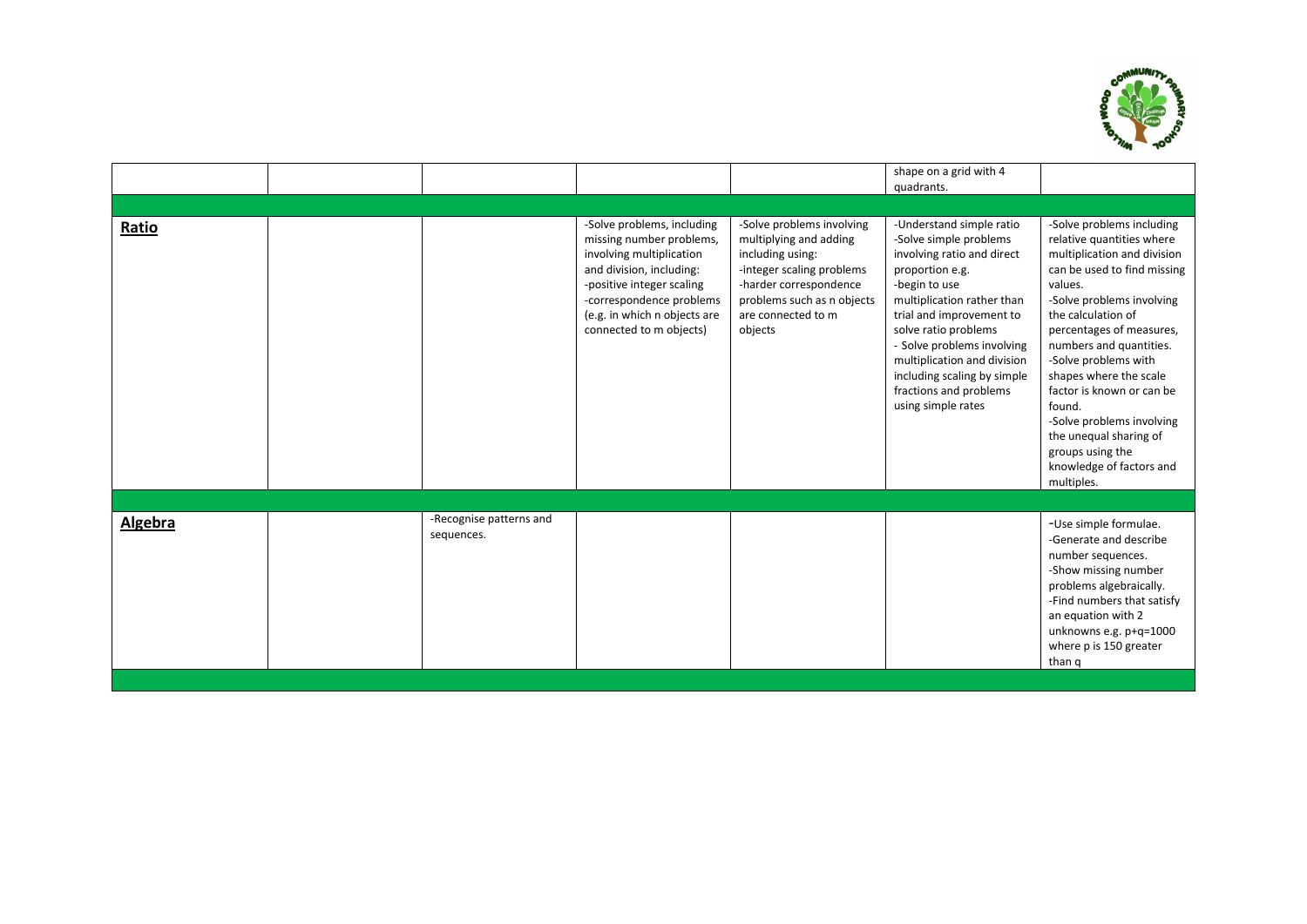| | | | | | | |
|---|---|---|---|---|---|---|
| | | | | | shape on a grid with 4 quadrants. | |
| | | | | | | |
| **Ratio** | | | -Solve problems, including missing number problems, involving multiplication and division, including:<br>-positive integer scaling<br>-correspondence problems (e.g. in which n objects are connected to m objects) | -Solve problems involving multiplying and adding including using:<br>-integer scaling problems<br>-harder correspondence problems such as n objects are connected to m objects | -Understand simple ratio<br>-Solve simple problems involving ratio and direct proportion e.g.<br>-begin to use multiplication rather than trial and improvement to solve ratio problems<br>- Solve problems involving multiplication and division including scaling by simple fractions and problems using simple rates | -Solve problems including relative quantities where multiplication and division can be used to find missing values.<br>-Solve problems involving the calculation of percentages of measures, numbers and quantities.<br>-Solve problems with shapes where the scale factor is known or can be found.<br>-Solve problems involving the unequal sharing of groups using the knowledge of factors and multiples. |
| | | | | | | |
| **Algebra** | | -Recognise patterns and sequences. | | | | -Use simple formulae.<br>-Generate and describe number sequences.<br>-Show missing number problems algebraically.<br>-Find numbers that satisfy an equation with 2 unknowns e.g. p+q=1000 where p is 150 greater than q |
| | | | | | | |